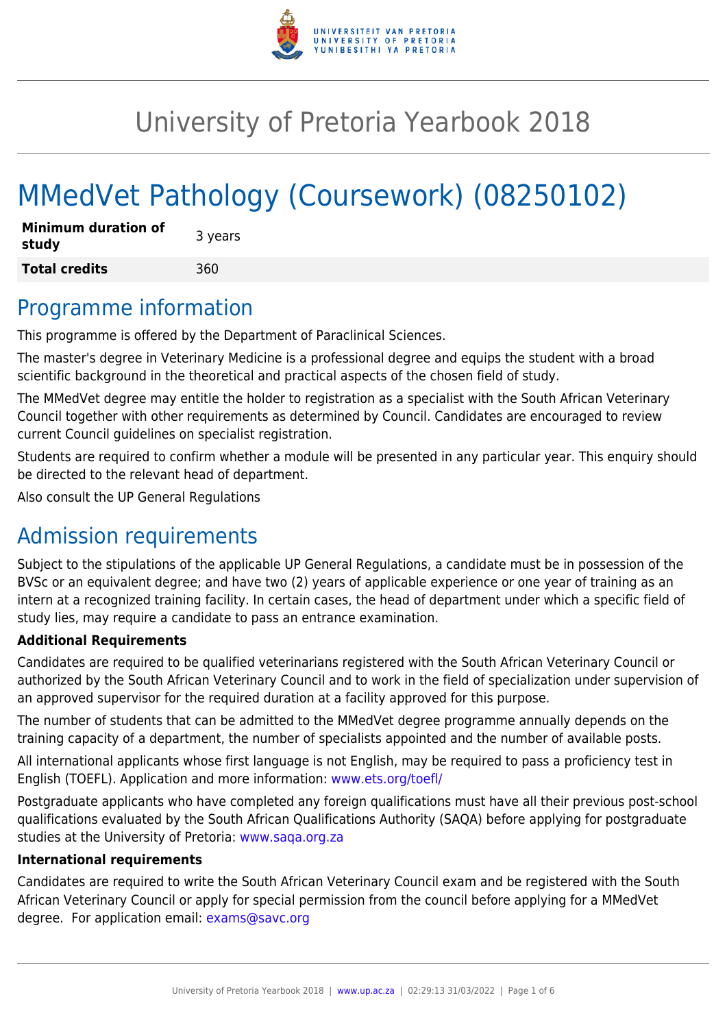# University of Pretoria Yearbook 2018

# MMedVet Pathology (Coursework) (08250102)

| Minimum duration of study | 3 years |
|---|---|
| **Total credits** | 360 |

## Programme information

This programme is offered by the Department of Paraclinical Sciences.

The master's degree in Veterinary Medicine is a professional degree and equips the student with a broad scientific background in the theoretical and practical aspects of the chosen field of study.

The MMedVet degree may entitle the holder to registration as a specialist with the South African Veterinary Council together with other requirements as determined by Council. Candidates are encouraged to review current Council guidelines on specialist registration.

Students are required to confirm whether a module will be presented in any particular year. This enquiry should be directed to the relevant head of department.

Also consult the UP General Regulations

## Admission requirements

Subject to the stipulations of the applicable UP General Regulations, a candidate must be in possession of the BVSc or an equivalent degree; and have two (2) years of applicable experience or one year of training as an intern at a recognized training facility. In certain cases, the head of department under which a specific field of study lies, may require a candidate to pass an entrance examination.

**Additional Requirements**

Candidates are required to be qualified veterinarians registered with the South African Veterinary Council or authorized by the South African Veterinary Council and to work in the field of specialization under supervision of an approved supervisor for the required duration at a facility approved for this purpose.

The number of students that can be admitted to the MMedVet degree programme annually depends on the training capacity of a department, the number of specialists appointed and the number of available posts.

All international applicants whose first language is not English, may be required to pass a proficiency test in English (TOEFL). Application and more information: www.ets.org/toefl/

Postgraduate applicants who have completed any foreign qualifications must have all their previous post-school qualifications evaluated by the South African Qualifications Authority (SAQA) before applying for postgraduate studies at the University of Pretoria: www.saqa.org.za

**International requirements**

Candidates are required to write the South African Veterinary Council exam and be registered with the South African Veterinary Council or apply for special permission from the council before applying for a MMedVet degree. For application email: exams@savc.org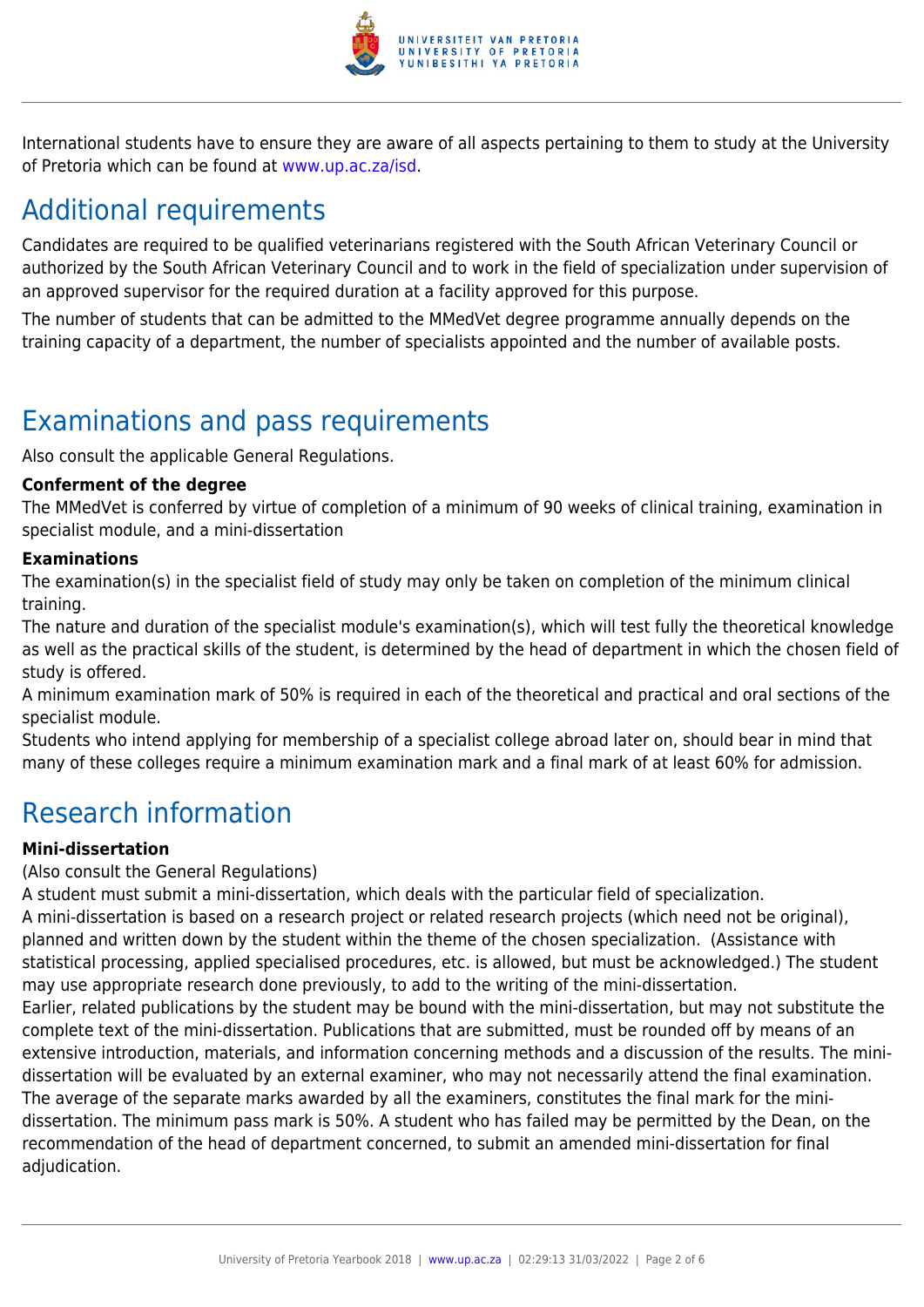International students have to ensure they are aware of all aspects pertaining to them to study at the University of Pretoria which can be found at www.up.ac.za/isd.

## Additional requirements

Candidates are required to be qualified veterinarians registered with the South African Veterinary Council or authorized by the South African Veterinary Council and to work in the field of specialization under supervision of an approved supervisor for the required duration at a facility approved for this purpose.

The number of students that can be admitted to the MMedVet degree programme annually depends on the training capacity of a department, the number of specialists appointed and the number of available posts.

## Examinations and pass requirements

Also consult the applicable General Regulations.

**Conferment of the degree**

The MMedVet is conferred by virtue of completion of a minimum of 90 weeks of clinical training, examination in specialist module, and a mini-dissertation

**Examinations**

The examination(s) in the specialist field of study may only be taken on completion of the minimum clinical training.

The nature and duration of the specialist module's examination(s), which will test fully the theoretical knowledge as well as the practical skills of the student, is determined by the head of department in which the chosen field of study is offered.

A minimum examination mark of 50% is required in each of the theoretical and practical and oral sections of the specialist module.

Students who intend applying for membership of a specialist college abroad later on, should bear in mind that many of these colleges require a minimum examination mark and a final mark of at least 60% for admission.

## Research information

**Mini-dissertation**

(Also consult the General Regulations)

A student must submit a mini-dissertation, which deals with the particular field of specialization.

A mini-dissertation is based on a research project or related research projects (which need not be original), planned and written down by the student within the theme of the chosen specialization. (Assistance with statistical processing, applied specialised procedures, etc. is allowed, but must be acknowledged.) The student may use appropriate research done previously, to add to the writing of the mini-dissertation.

Earlier, related publications by the student may be bound with the mini-dissertation, but may not substitute the complete text of the mini-dissertation. Publications that are submitted, must be rounded off by means of an extensive introduction, materials, and information concerning methods and a discussion of the results. The mini-dissertation will be evaluated by an external examiner, who may not necessarily attend the final examination. The average of the separate marks awarded by all the examiners, constitutes the final mark for the mini-dissertation. The minimum pass mark is 50%. A student who has failed may be permitted by the Dean, on the recommendation of the head of department concerned, to submit an amended mini-dissertation for final adjudication.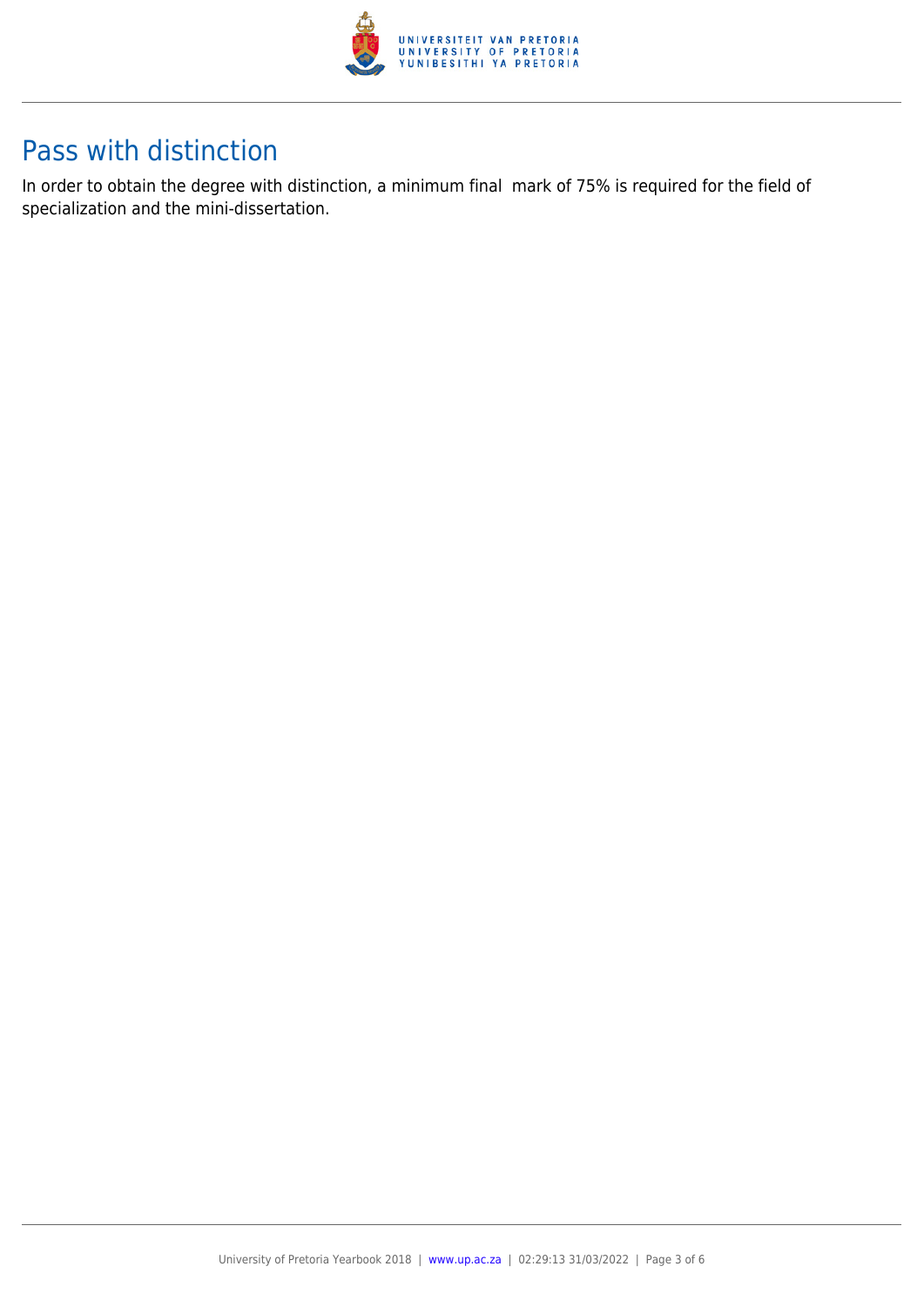## Pass with distinction

In order to obtain the degree with distinction, a minimum final mark of 75% is required for the field of specialization and the mini-dissertation.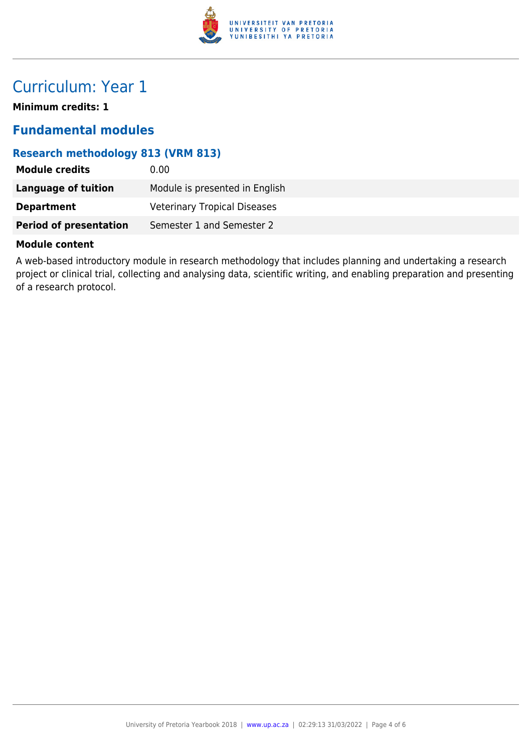# Curriculum: Year 1

**Minimum credits: 1**

## Fundamental modules

### Research methodology 813 (VRM 813)

| | |
|---|---|
| **Module credits** | 0.00 |
| **Language of tuition** | Module is presented in English |
| **Department** | Veterinary Tropical Diseases |
| **Period of presentation** | Semester 1 and Semester 2 |

**Module content**

A web-based introductory module in research methodology that includes planning and undertaking a research project or clinical trial, collecting and analysing data, scientific writing, and enabling preparation and presenting of a research protocol.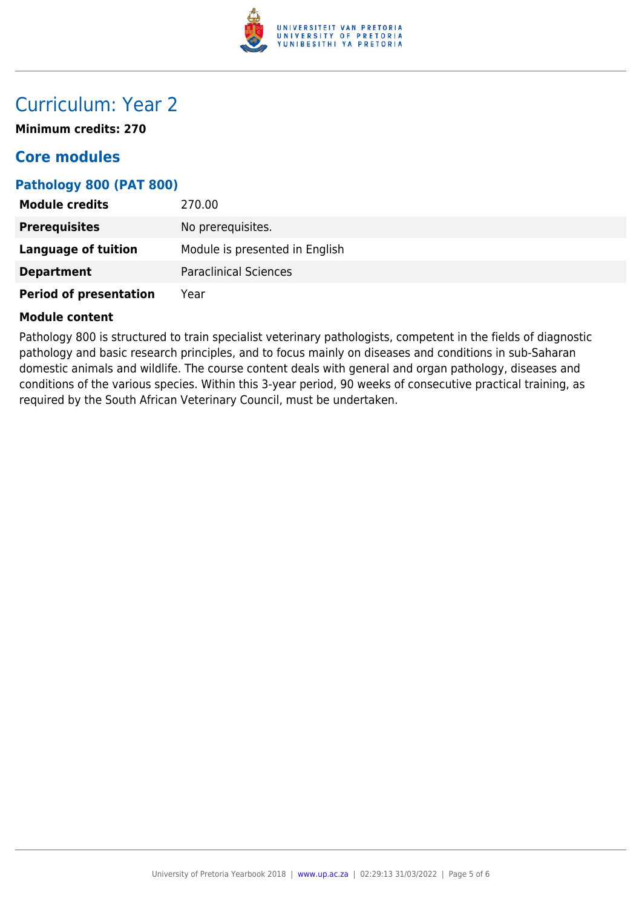# Curriculum: Year 2

**Minimum credits: 270**

## Core modules

### Pathology 800 (PAT 800)

| | |
|---|---|
| **Module credits** | 270.00 |
| **Prerequisites** | No prerequisites. |
| **Language of tuition** | Module is presented in English |
| **Department** | Paraclinical Sciences |
| **Period of presentation** | Year |

**Module content**

Pathology 800 is structured to train specialist veterinary pathologists, competent in the fields of diagnostic pathology and basic research principles, and to focus mainly on diseases and conditions in sub-Saharan domestic animals and wildlife. The course content deals with general and organ pathology, diseases and conditions of the various species. Within this 3-year period, 90 weeks of consecutive practical training, as required by the South African Veterinary Council, must be undertaken.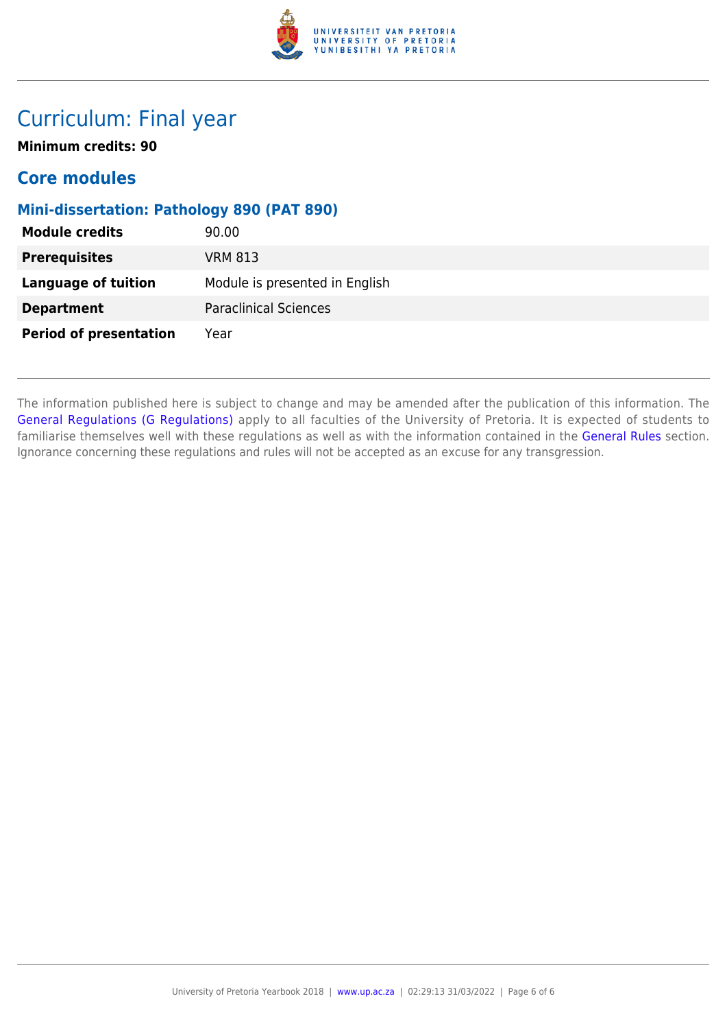# Curriculum: Final year

**Minimum credits: 90**

## Core modules

### Mini-dissertation: Pathology 890 (PAT 890)

| | |
|---|---|
| **Module credits** | 90.00 |
| **Prerequisites** | VRM 813 |
| **Language of tuition** | Module is presented in English |
| **Department** | Paraclinical Sciences |
| **Period of presentation** | Year |

The information published here is subject to change and may be amended after the publication of this information. The General Regulations (G Regulations) apply to all faculties of the University of Pretoria. It is expected of students to familiarise themselves well with these regulations as well as with the information contained in the General Rules section. Ignorance concerning these regulations and rules will not be accepted as an excuse for any transgression.